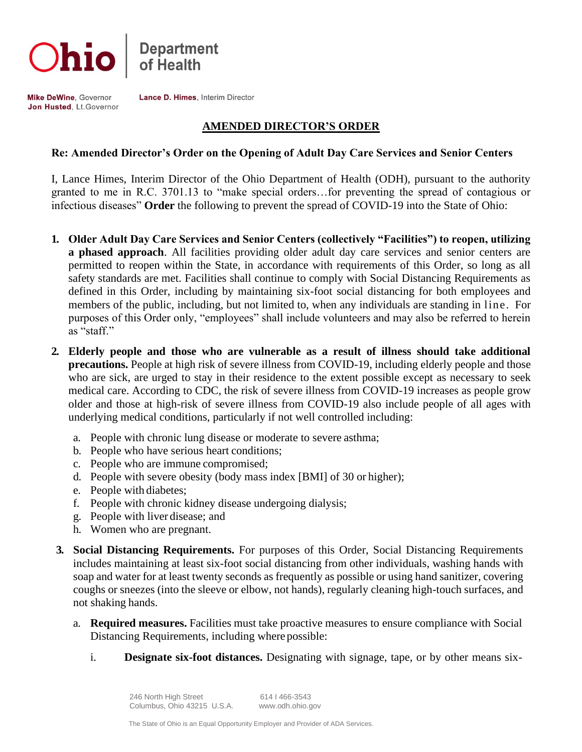Ohio | Department of Health

**Mike DeWine**, Governor
**Jon Husted**, Lt.Governor

**Lance D. Himes**, Interim Director

## AMENDED DIRECTOR'S ORDER

**Re: Amended Director's Order on the Opening of Adult Day Care Services and Senior Centers**

I, Lance Himes, Interim Director of the Ohio Department of Health (ODH), pursuant to the authority granted to me in R.C. 3701.13 to "make special orders…for preventing the spread of contagious or infectious diseases" **Order** the following to prevent the spread of COVID-19 into the State of Ohio:

1. **Older Adult Day Care Services and Senior Centers (collectively "Facilities") to reopen, utilizing a phased approach**. All facilities providing older adult day care services and senior centers are permitted to reopen within the State, in accordance with requirements of this Order, so long as all safety standards are met. Facilities shall continue to comply with Social Distancing Requirements as defined in this Order, including by maintaining six-foot social distancing for both employees and members of the public, including, but not limited to, when any individuals are standing in line. For purposes of this Order only, "employees" shall include volunteers and may also be referred to herein as "staff."

2. **Elderly people and those who are vulnerable as a result of illness should take additional precautions.** People at high risk of severe illness from COVID-19, including elderly people and those who are sick, are urged to stay in their residence to the extent possible except as necessary to seek medical care. According to CDC, the risk of severe illness from COVID-19 increases as people grow older and those at high-risk of severe illness from COVID-19 also include people of all ages with underlying medical conditions, particularly if not well controlled including:

   a. People with chronic lung disease or moderate to severe asthma;
   b. People who have serious heart conditions;
   c. People who are immune compromised;
   d. People with severe obesity (body mass index [BMI] of 30 or higher);
   e. People with diabetes;
   f. People with chronic kidney disease undergoing dialysis;
   g. People with liver disease; and
   h. Women who are pregnant.

3. **Social Distancing Requirements.** For purposes of this Order, Social Distancing Requirements includes maintaining at least six-foot social distancing from other individuals, washing hands with soap and water for at least twenty seconds as frequently as possible or using hand sanitizer, covering coughs or sneezes (into the sleeve or elbow, not hands), regularly cleaning high-touch surfaces, and not shaking hands.

   a. **Required measures.** Facilities must take proactive measures to ensure compliance with Social Distancing Requirements, including where possible:

      i. **Designate six-foot distances.** Designating with signage, tape, or by other means six-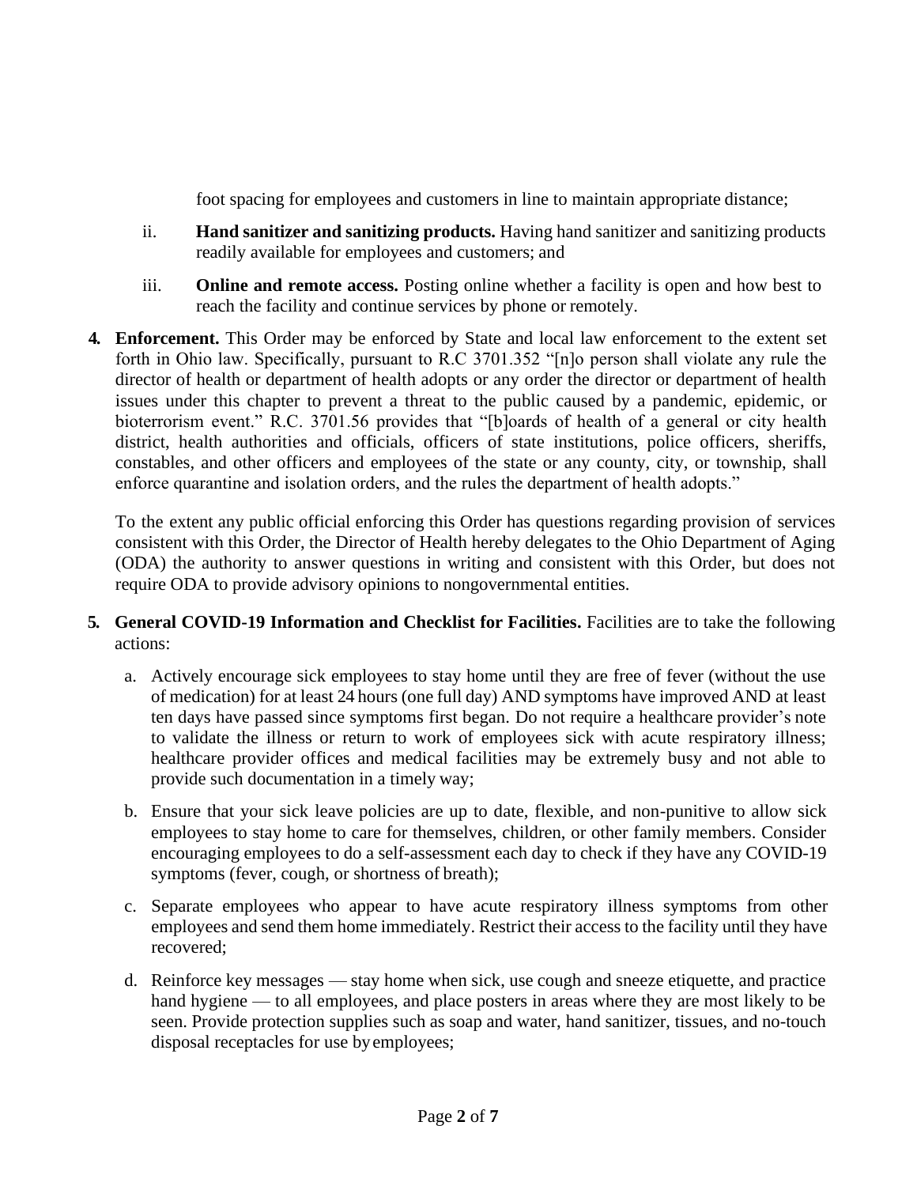foot spacing for employees and customers in line to maintain appropriate distance;

ii. **Hand sanitizer and sanitizing products.** Having hand sanitizer and sanitizing products readily available for employees and customers; and

iii. **Online and remote access.** Posting online whether a facility is open and how best to reach the facility and continue services by phone or remotely.

**4. Enforcement.** This Order may be enforced by State and local law enforcement to the extent set forth in Ohio law. Specifically, pursuant to R.C 3701.352 "[n]o person shall violate any rule the director of health or department of health adopts or any order the director or department of health issues under this chapter to prevent a threat to the public caused by a pandemic, epidemic, or bioterrorism event." R.C. 3701.56 provides that "[b]oards of health of a general or city health district, health authorities and officials, officers of state institutions, police officers, sheriffs, constables, and other officers and employees of the state or any county, city, or township, shall enforce quarantine and isolation orders, and the rules the department of health adopts."

To the extent any public official enforcing this Order has questions regarding provision of services consistent with this Order, the Director of Health hereby delegates to the Ohio Department of Aging (ODA) the authority to answer questions in writing and consistent with this Order, but does not require ODA to provide advisory opinions to nongovernmental entities.

**5. General COVID-19 Information and Checklist for Facilities.** Facilities are to take the following actions:

a. Actively encourage sick employees to stay home until they are free of fever (without the use of medication) for at least 24 hours (one full day) AND symptoms have improved AND at least ten days have passed since symptoms first began. Do not require a healthcare provider's note to validate the illness or return to work of employees sick with acute respiratory illness; healthcare provider offices and medical facilities may be extremely busy and not able to provide such documentation in a timely way;

b. Ensure that your sick leave policies are up to date, flexible, and non-punitive to allow sick employees to stay home to care for themselves, children, or other family members. Consider encouraging employees to do a self-assessment each day to check if they have any COVID-19 symptoms (fever, cough, or shortness of breath);

c. Separate employees who appear to have acute respiratory illness symptoms from other employees and send them home immediately. Restrict their access to the facility until they have recovered;

d. Reinforce key messages — stay home when sick, use cough and sneeze etiquette, and practice hand hygiene — to all employees, and place posters in areas where they are most likely to be seen. Provide protection supplies such as soap and water, hand sanitizer, tissues, and no-touch disposal receptacles for use by employees;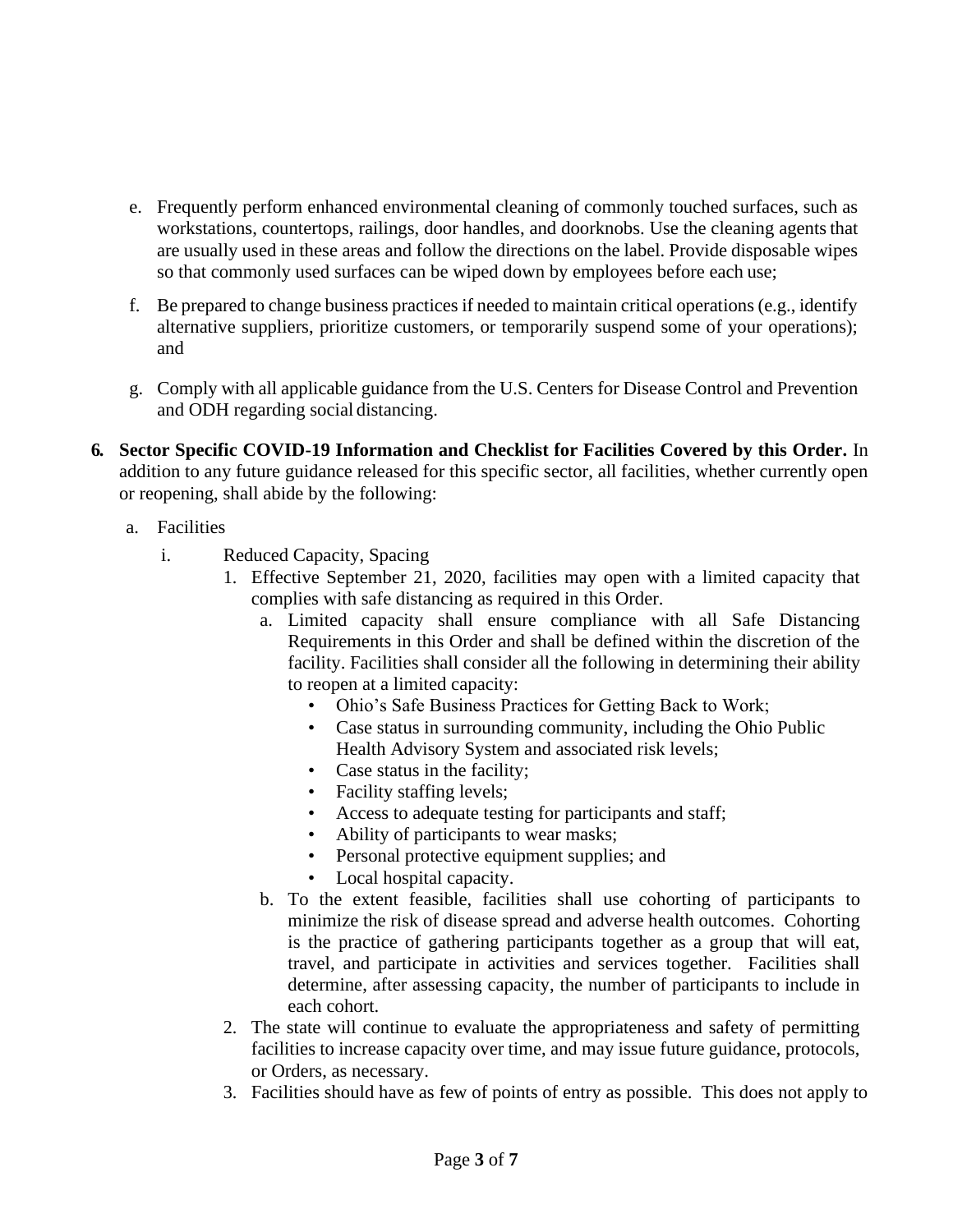e. Frequently perform enhanced environmental cleaning of commonly touched surfaces, such as workstations, countertops, railings, door handles, and doorknobs. Use the cleaning agents that are usually used in these areas and follow the directions on the label. Provide disposable wipes so that commonly used surfaces can be wiped down by employees before each use;

f. Be prepared to change business practices if needed to maintain critical operations (e.g., identify alternative suppliers, prioritize customers, or temporarily suspend some of your operations); and

g. Comply with all applicable guidance from the U.S. Centers for Disease Control and Prevention and ODH regarding social distancing.

**6. Sector Specific COVID-19 Information and Checklist for Facilities Covered by this Order.** In addition to any future guidance released for this specific sector, all facilities, whether currently open or reopening, shall abide by the following:

a. Facilities

i. Reduced Capacity, Spacing

1. Effective September 21, 2020, facilities may open with a limited capacity that complies with safe distancing as required in this Order.

   a. Limited capacity shall ensure compliance with all Safe Distancing Requirements in this Order and shall be defined within the discretion of the facility. Facilities shall consider all the following in determining their ability to reopen at a limited capacity:

      - Ohio's Safe Business Practices for Getting Back to Work;
      - Case status in surrounding community, including the Ohio Public Health Advisory System and associated risk levels;
      - Case status in the facility;
      - Facility staffing levels;
      - Access to adequate testing for participants and staff;
      - Ability of participants to wear masks;
      - Personal protective equipment supplies; and
      - Local hospital capacity.

   b. To the extent feasible, facilities shall use cohorting of participants to minimize the risk of disease spread and adverse health outcomes. Cohorting is the practice of gathering participants together as a group that will eat, travel, and participate in activities and services together. Facilities shall determine, after assessing capacity, the number of participants to include in each cohort.

2. The state will continue to evaluate the appropriateness and safety of permitting facilities to increase capacity over time, and may issue future guidance, protocols, or Orders, as necessary.

3. Facilities should have as few of points of entry as possible. This does not apply to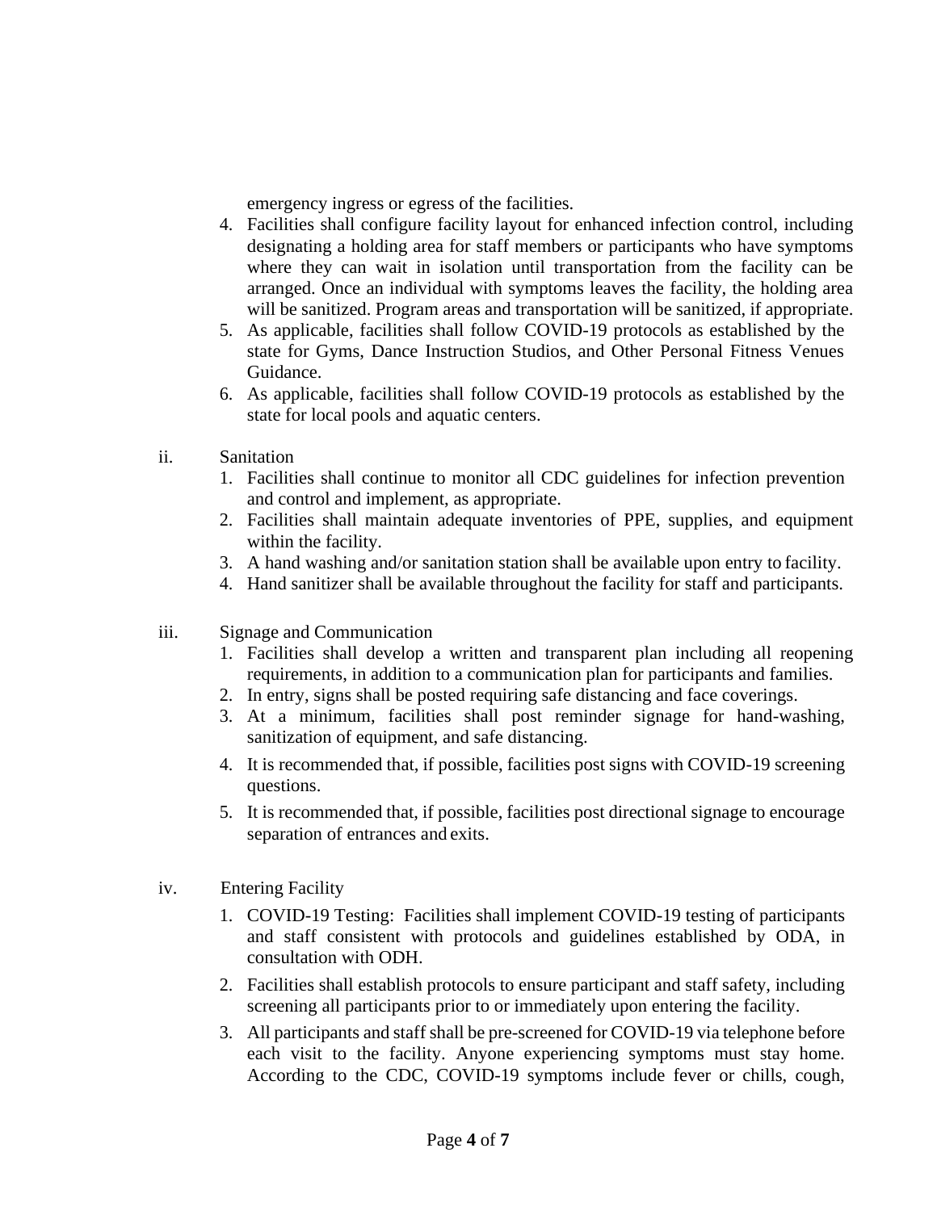emergency ingress or egress of the facilities.

4. Facilities shall configure facility layout for enhanced infection control, including designating a holding area for staff members or participants who have symptoms where they can wait in isolation until transportation from the facility can be arranged. Once an individual with symptoms leaves the facility, the holding area will be sanitized. Program areas and transportation will be sanitized, if appropriate.
5. As applicable, facilities shall follow COVID-19 protocols as established by the state for Gyms, Dance Instruction Studios, and Other Personal Fitness Venues Guidance.
6. As applicable, facilities shall follow COVID-19 protocols as established by the state for local pools and aquatic centers.

ii. Sanitation

1. Facilities shall continue to monitor all CDC guidelines for infection prevention and control and implement, as appropriate.
2. Facilities shall maintain adequate inventories of PPE, supplies, and equipment within the facility.
3. A hand washing and/or sanitation station shall be available upon entry to facility.
4. Hand sanitizer shall be available throughout the facility for staff and participants.

iii. Signage and Communication

1. Facilities shall develop a written and transparent plan including all reopening requirements, in addition to a communication plan for participants and families.
2. In entry, signs shall be posted requiring safe distancing and face coverings.
3. At a minimum, facilities shall post reminder signage for hand-washing, sanitization of equipment, and safe distancing.
4. It is recommended that, if possible, facilities post signs with COVID-19 screening questions.
5. It is recommended that, if possible, facilities post directional signage to encourage separation of entrances and exits.

iv. Entering Facility

1. COVID-19 Testing: Facilities shall implement COVID-19 testing of participants and staff consistent with protocols and guidelines established by ODA, in consultation with ODH.
2. Facilities shall establish protocols to ensure participant and staff safety, including screening all participants prior to or immediately upon entering the facility.
3. All participants and staff shall be pre-screened for COVID-19 via telephone before each visit to the facility. Anyone experiencing symptoms must stay home. According to the CDC, COVID-19 symptoms include fever or chills, cough,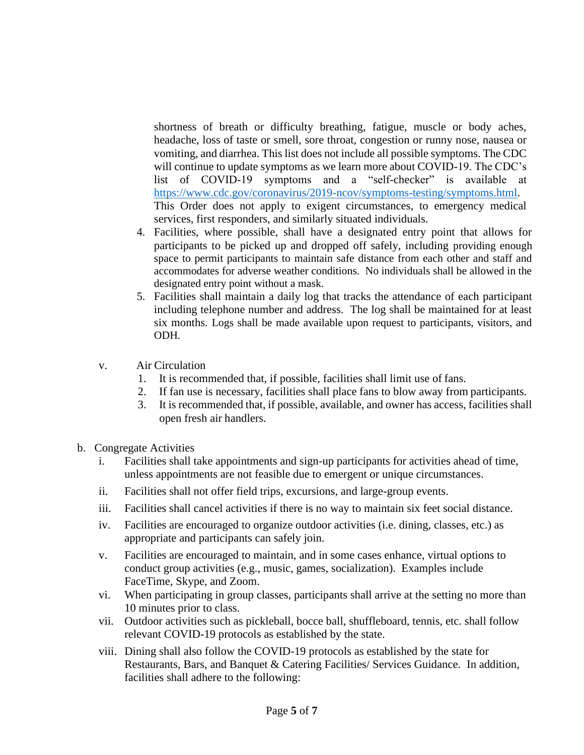shortness of breath or difficulty breathing, fatigue, muscle or body aches, headache, loss of taste or smell, sore throat, congestion or runny nose, nausea or vomiting, and diarrhea. This list does not include all possible symptoms. The CDC will continue to update symptoms as we learn more about COVID-19. The CDC's list of COVID-19 symptoms and a "self-checker" is available at https://www.cdc.gov/coronavirus/2019-ncov/symptoms-testing/symptoms.html. This Order does not apply to exigent circumstances, to emergency medical services, first responders, and similarly situated individuals.

4. Facilities, where possible, shall have a designated entry point that allows for participants to be picked up and dropped off safely, including providing enough space to permit participants to maintain safe distance from each other and staff and accommodates for adverse weather conditions. No individuals shall be allowed in the designated entry point without a mask.
5. Facilities shall maintain a daily log that tracks the attendance of each participant including telephone number and address. The log shall be maintained for at least six months. Logs shall be made available upon request to participants, visitors, and ODH.

v. Air Circulation

1. It is recommended that, if possible, facilities shall limit use of fans.
2. If fan use is necessary, facilities shall place fans to blow away from participants.
3. It is recommended that, if possible, available, and owner has access, facilities shall open fresh air handlers.

b. Congregate Activities

i. Facilities shall take appointments and sign-up participants for activities ahead of time, unless appointments are not feasible due to emergent or unique circumstances.

ii. Facilities shall not offer field trips, excursions, and large-group events.

iii. Facilities shall cancel activities if there is no way to maintain six feet social distance.

iv. Facilities are encouraged to organize outdoor activities (i.e. dining, classes, etc.) as appropriate and participants can safely join.

v. Facilities are encouraged to maintain, and in some cases enhance, virtual options to conduct group activities (e.g., music, games, socialization). Examples include FaceTime, Skype, and Zoom.

vi. When participating in group classes, participants shall arrive at the setting no more than 10 minutes prior to class.

vii. Outdoor activities such as pickleball, bocce ball, shuffleboard, tennis, etc. shall follow relevant COVID-19 protocols as established by the state.

viii. Dining shall also follow the COVID-19 protocols as established by the state for Restaurants, Bars, and Banquet & Catering Facilities/ Services Guidance. In addition, facilities shall adhere to the following: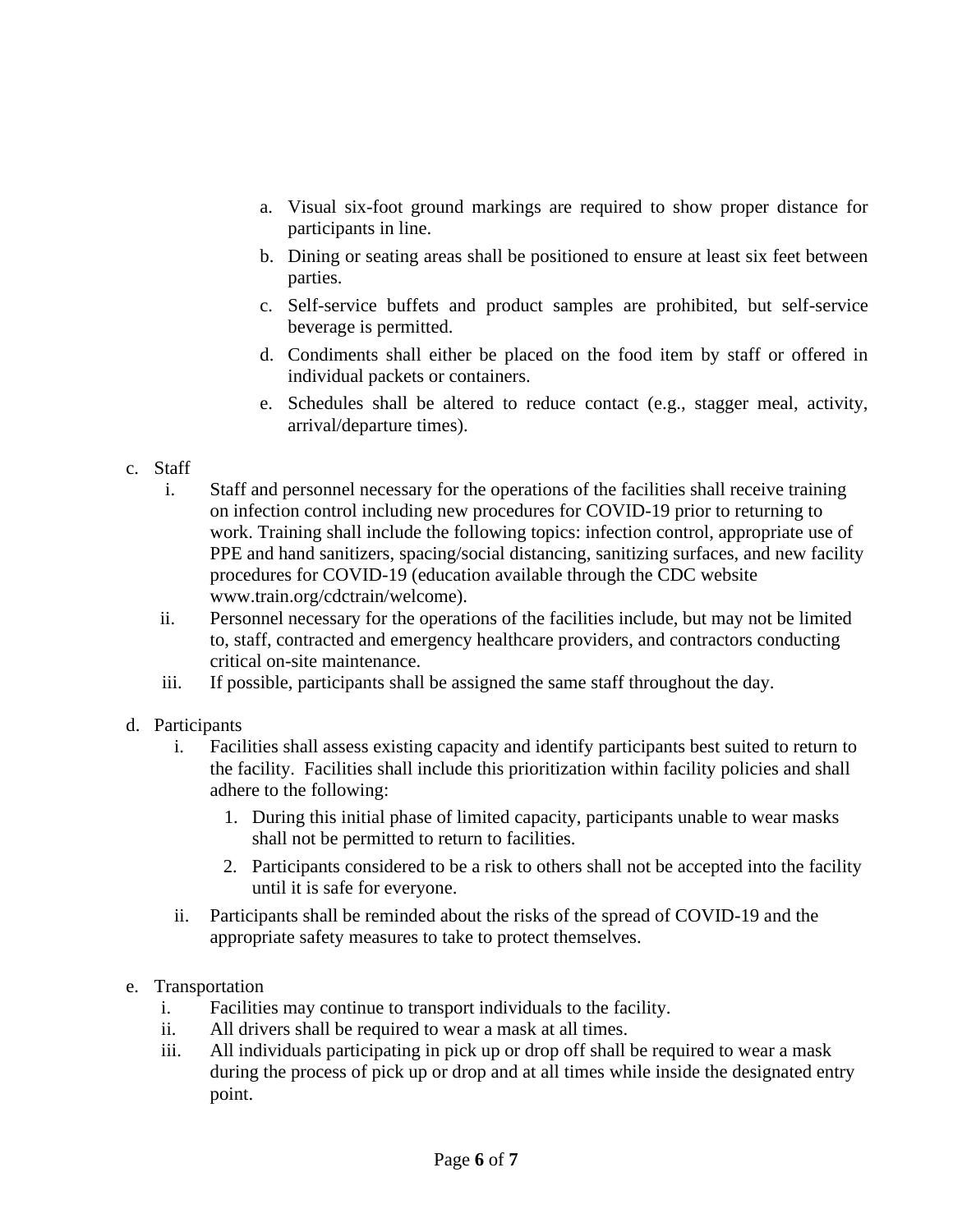a. Visual six-foot ground markings are required to show proper distance for participants in line.
b. Dining or seating areas shall be positioned to ensure at least six feet between parties.
c. Self-service buffets and product samples are prohibited, but self-service beverage is permitted.
d. Condiments shall either be placed on the food item by staff or offered in individual packets or containers.
e. Schedules shall be altered to reduce contact (e.g., stagger meal, activity, arrival/departure times).

c. Staff
   i. Staff and personnel necessary for the operations of the facilities shall receive training on infection control including new procedures for COVID-19 prior to returning to work. Training shall include the following topics: infection control, appropriate use of PPE and hand sanitizers, spacing/social distancing, sanitizing surfaces, and new facility procedures for COVID-19 (education available through the CDC website www.train.org/cdctrain/welcome).
   ii. Personnel necessary for the operations of the facilities include, but may not be limited to, staff, contracted and emergency healthcare providers, and contractors conducting critical on-site maintenance.
   iii. If possible, participants shall be assigned the same staff throughout the day.

d. Participants
   i. Facilities shall assess existing capacity and identify participants best suited to return to the facility. Facilities shall include this prioritization within facility policies and shall adhere to the following:
      1. During this initial phase of limited capacity, participants unable to wear masks shall not be permitted to return to facilities.
      2. Participants considered to be a risk to others shall not be accepted into the facility until it is safe for everyone.
   ii. Participants shall be reminded about the risks of the spread of COVID-19 and the appropriate safety measures to take to protect themselves.

e. Transportation
   i. Facilities may continue to transport individuals to the facility.
   ii. All drivers shall be required to wear a mask at all times.
   iii. All individuals participating in pick up or drop off shall be required to wear a mask during the process of pick up or drop and at all times while inside the designated entry point.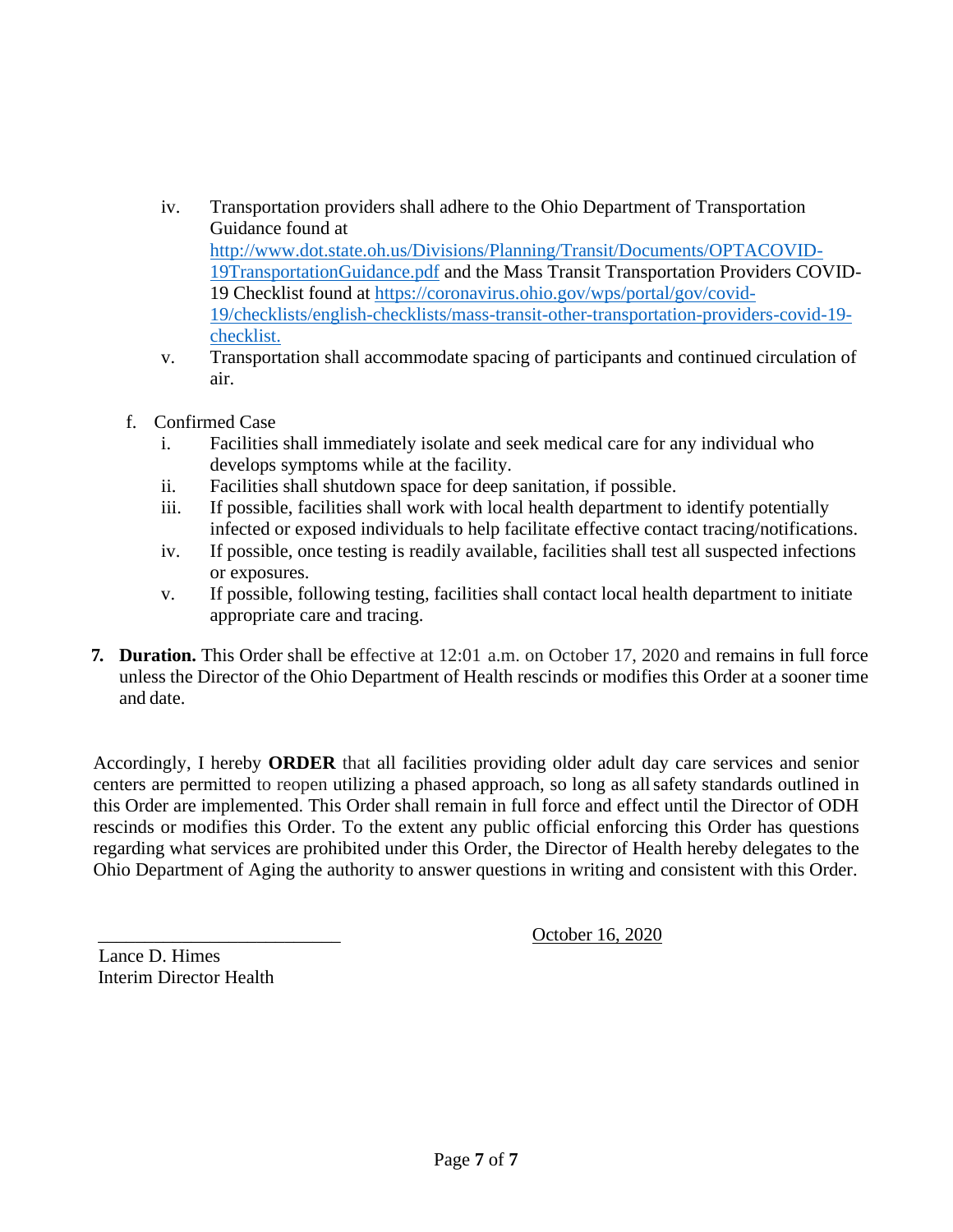iv. Transportation providers shall adhere to the Ohio Department of Transportation Guidance found at http://www.dot.state.oh.us/Divisions/Planning/Transit/Documents/OPTACOVID-19TransportationGuidance.pdf and the Mass Transit Transportation Providers COVID-19 Checklist found at https://coronavirus.ohio.gov/wps/portal/gov/covid-19/checklists/english-checklists/mass-transit-other-transportation-providers-covid-19-checklist.

v. Transportation shall accommodate spacing of participants and continued circulation of air.

f. Confirmed Case

i. Facilities shall immediately isolate and seek medical care for any individual who develops symptoms while at the facility.

ii. Facilities shall shutdown space for deep sanitation, if possible.

iii. If possible, facilities shall work with local health department to identify potentially infected or exposed individuals to help facilitate effective contact tracing/notifications.

iv. If possible, once testing is readily available, facilities shall test all suspected infections or exposures.

v. If possible, following testing, facilities shall contact local health department to initiate appropriate care and tracing.

**7. Duration.** This Order shall be effective at 12:01 a.m. on October 17, 2020 and remains in full force unless the Director of the Ohio Department of Health rescinds or modifies this Order at a sooner time and date.

Accordingly, I hereby **ORDER** that all facilities providing older adult day care services and senior centers are permitted to reopen utilizing a phased approach, so long as all safety standards outlined in this Order are implemented. This Order shall remain in full force and effect until the Director of ODH rescinds or modifies this Order. To the extent any public official enforcing this Order has questions regarding what services are prohibited under this Order, the Director of Health hereby delegates to the Ohio Department of Aging the authority to answer questions in writing and consistent with this Order.

___________________________ October 16, 2020

Lance D. Himes
Interim Director Health